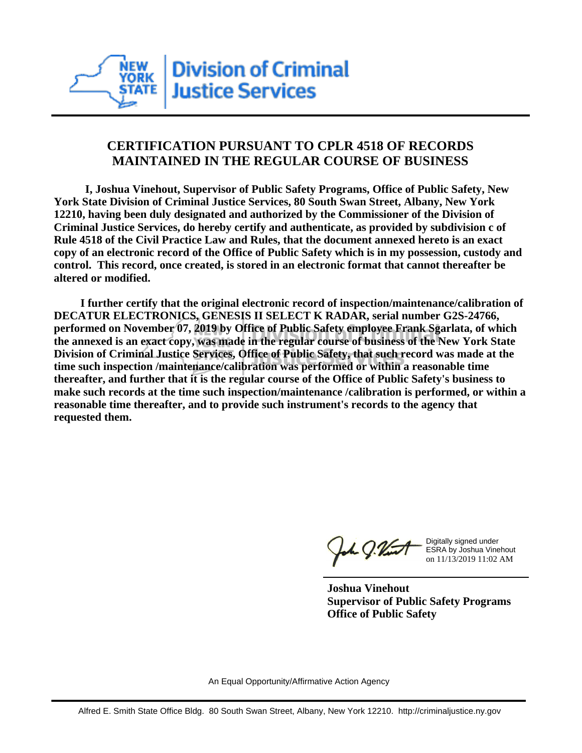New York State Division of Criminal Justice Services

# CERTIFICATION PURSUANT TO CPLR 4518 OF RECORDS MAINTAINED IN THE REGULAR COURSE OF BUSINESS

**I, Joshua Vinehout, Supervisor of Public Safety Programs, Office of Public Safety, New York State Division of Criminal Justice Services, 80 South Swan Street, Albany, New York 12210, having been duly designated and authorized by the Commissioner of the Division of Criminal Justice Services, do hereby certify and authenticate, as provided by subdivision c of Rule 4518 of the Civil Practice Law and Rules, that the document annexed hereto is an exact copy of an electronic record of the Office of Public Safety which is in my possession, custody and control. This record, once created, is stored in an electronic format that cannot thereafter be altered or modified.**

**I further certify that the original electronic record of inspection/maintenance/calibration of DECATUR ELECTRONICS, GENESIS II SELECT K RADAR, serial number G2S-24766, performed on November 07, 2019 by Office of Public Safety employee Frank Sgarlata, of which the annexed is an exact copy, was made in the regular course of business of the New York State Division of Criminal Justice Services, Office of Public Safety, that such record was made at the time such inspection /maintenance/calibration was performed or within a reasonable time thereafter, and further that it is the regular course of the Office of Public Safety's business to make such records at the time such inspection/maintenance /calibration is performed, or within a reasonable time thereafter, and to provide such instrument's records to the agency that requested them.**

Digitally signed under ESRA by Joshua Vinehout on 11/13/2019 11:02 AM

**Joshua Vinehout**
**Supervisor of Public Safety Programs**
**Office of Public Safety**

An Equal Opportunity/Affirmative Action Agency

Alfred E. Smith State Office Bldg. 80 South Swan Street, Albany, New York 12210. http://criminaljustice.ny.gov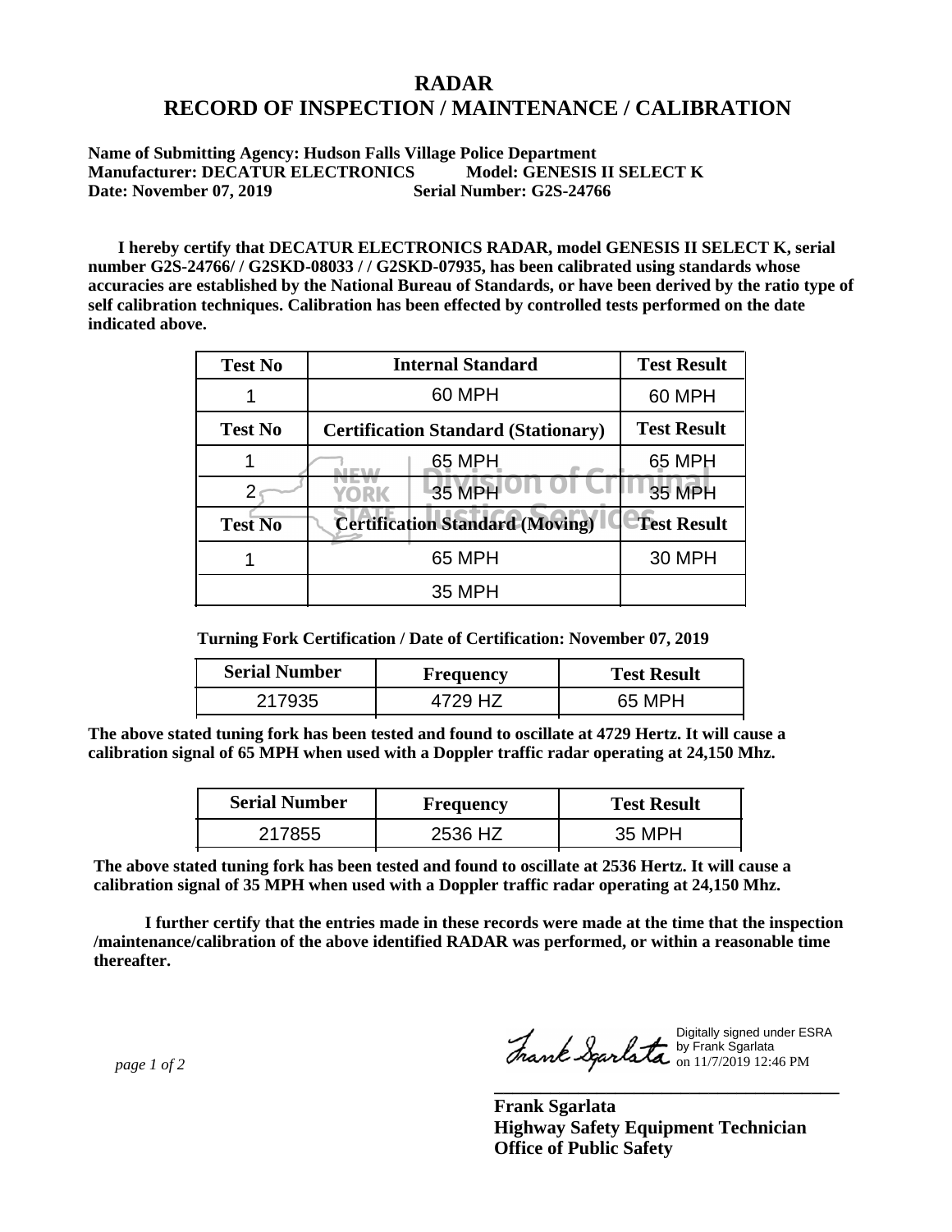# RADAR

# RECORD OF INSPECTION / MAINTENANCE / CALIBRATION

**Name of Submitting Agency: Hudson Falls Village Police Department**
**Manufacturer: DECATUR ELECTRONICS Model: GENESIS II SELECT K**
**Date: November 07, 2019 Serial Number: G2S-24766**

**I hereby certify that DECATUR ELECTRONICS RADAR, model GENESIS II SELECT K, serial number G2S-24766/ / G2SKD-08033 / / G2SKD-07935, has been calibrated using standards whose accuracies are established by the National Bureau of Standards, or have been derived by the ratio type of self calibration techniques. Calibration has been effected by controlled tests performed on the date indicated above.**

| Test No | Internal Standard | Test Result |
|---|---|---|
| 1 | 60 MPH | 60 MPH |
| **Test No** | **Certification Standard (Stationary)** | **Test Result** |
| 1 | 65 MPH | 65 MPH |
| 2 | 35 MPH | 35 MPH |
| **Test No** | **Certification Standard (Moving)** | **Test Result** |
| 1 | 65 MPH | 30 MPH |
| | 35 MPH | |

**Turning Fork Certification / Date of Certification: November 07, 2019**

| Serial Number | Frequency | Test Result |
|---|---|---|
| 217935 | 4729 HZ | 65 MPH |

**The above stated tuning fork has been tested and found to oscillate at 4729 Hertz. It will cause a calibration signal of 65 MPH when used with a Doppler traffic radar operating at 24,150 Mhz.**

| Serial Number | Frequency | Test Result |
|---|---|---|
| 217855 | 2536 HZ | 35 MPH |

**The above stated tuning fork has been tested and found to oscillate at 2536 Hertz. It will cause a calibration signal of 35 MPH when used with a Doppler traffic radar operating at 24,150 Mhz.**

**I further certify that the entries made in these records were made at the time that the inspection /maintenance/calibration of the above identified RADAR was performed, or within a reasonable time thereafter.**

Digitally signed under ESRA by Frank Sgarlata on 11/7/2019 12:46 PM

**Frank Sgarlata**
**Highway Safety Equipment Technician**
**Office of Public Safety**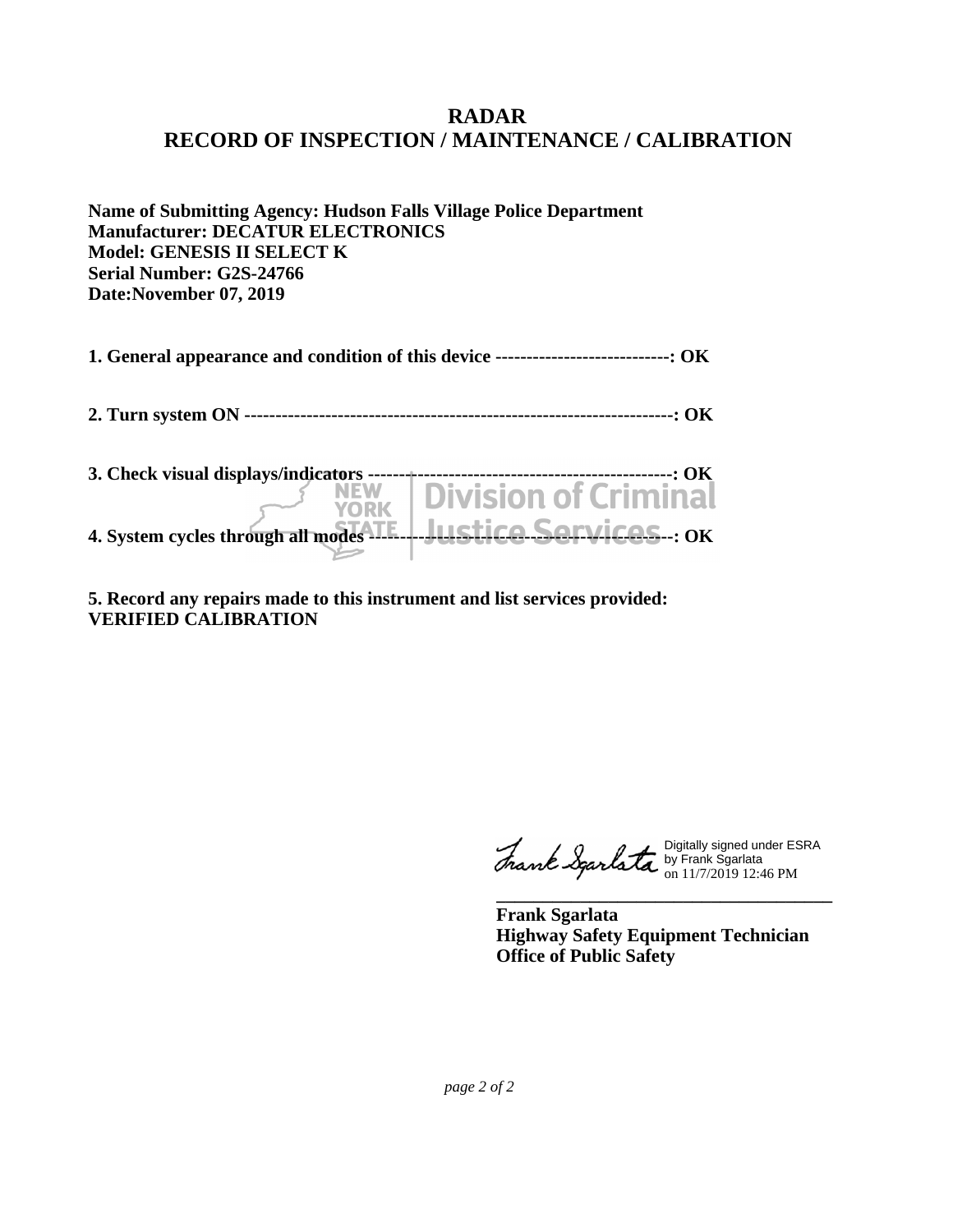# RADAR
# RECORD OF INSPECTION / MAINTENANCE / CALIBRATION

**Name of Submitting Agency: Hudson Falls Village Police Department**
**Manufacturer: DECATUR ELECTRONICS**
**Model: GENESIS II SELECT K**
**Serial Number: G2S-24766**
**Date:November 07, 2019**

**1. General appearance and condition of this device ----------------------------: OK**

**2. Turn system ON -------------------------------------------------------------------: OK**

**3. Check visual displays/indicators -------------------------------------------------: OK**

**4. System cycles through all modes ----------------------------------------------: OK**

**5. Record any repairs made to this instrument and list services provided:**
**VERIFIED CALIBRATION**

Digitally signed under ESRA by Frank Sgarlata on 11/7/2019 12:46 PM

**Frank Sgarlata**
**Highway Safety Equipment Technician**
**Office of Public Safety**